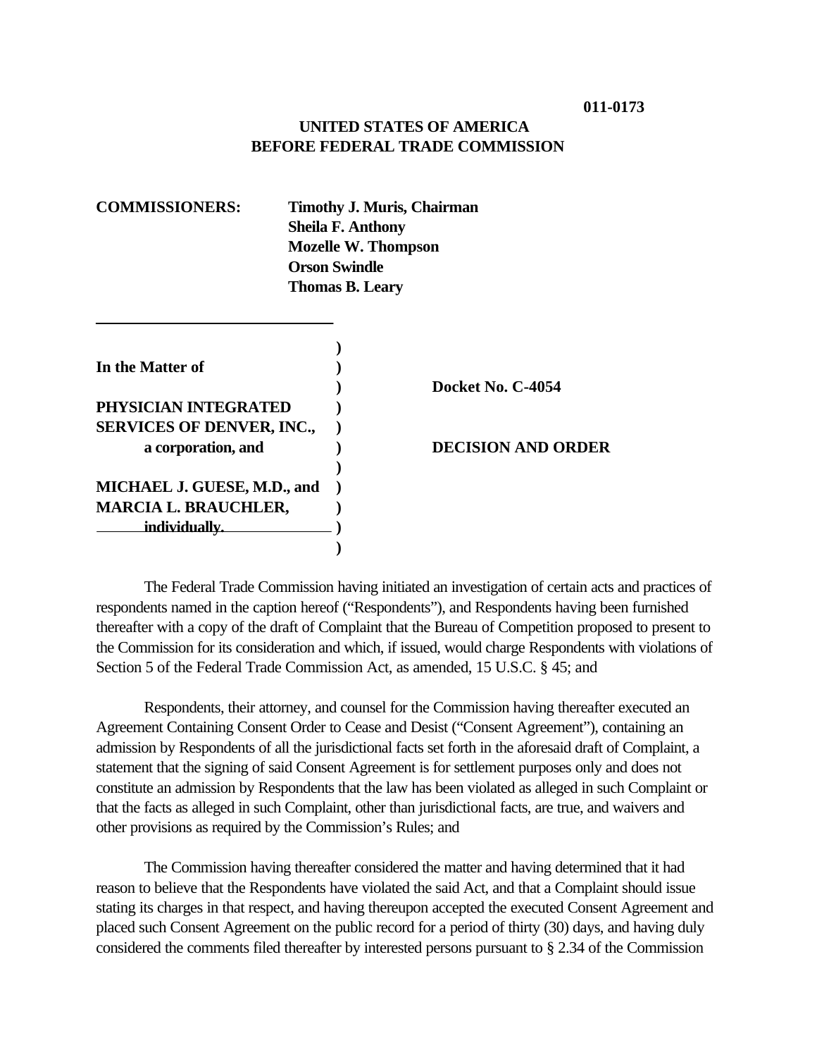**011-0173**

**UNITED STATES OF AMERICA**
**BEFORE FEDERAL TRADE COMMISSION**

**COMMISSIONERS:** **Timothy J. Muris, Chairman**
**Sheila F. Anthony**
**Mozelle W. Thompson**
**Orson Swindle**
**Thomas B. Leary**

| | |
|---|---|
| **In the Matter of** | |
| | **Docket No. C-4054** |
| **PHYSICIAN INTEGRATED SERVICES OF DENVER, INC., a corporation, and** | **DECISION AND ORDER** |
| **MICHAEL J. GUESE, M.D., and MARCIA L. BRAUCHLER, individually.** | |

The Federal Trade Commission having initiated an investigation of certain acts and practices of respondents named in the caption hereof ("Respondents"), and Respondents having been furnished thereafter with a copy of the draft of Complaint that the Bureau of Competition proposed to present to the Commission for its consideration and which, if issued, would charge Respondents with violations of Section 5 of the Federal Trade Commission Act, as amended, 15 U.S.C. § 45; and

Respondents, their attorney, and counsel for the Commission having thereafter executed an Agreement Containing Consent Order to Cease and Desist ("Consent Agreement"), containing an admission by Respondents of all the jurisdictional facts set forth in the aforesaid draft of Complaint, a statement that the signing of said Consent Agreement is for settlement purposes only and does not constitute an admission by Respondents that the law has been violated as alleged in such Complaint or that the facts as alleged in such Complaint, other than jurisdictional facts, are true, and waivers and other provisions as required by the Commission's Rules; and

The Commission having thereafter considered the matter and having determined that it had reason to believe that the Respondents have violated the said Act, and that a Complaint should issue stating its charges in that respect, and having thereupon accepted the executed Consent Agreement and placed such Consent Agreement on the public record for a period of thirty (30) days, and having duly considered the comments filed thereafter by interested persons pursuant to § 2.34 of the Commission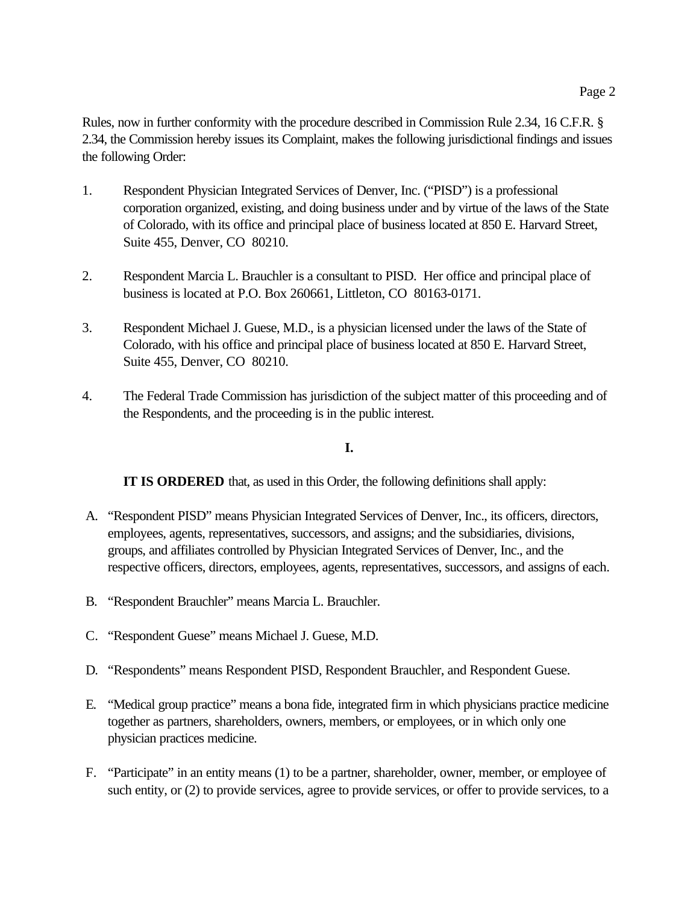Rules, now in further conformity with the procedure described in Commission Rule 2.34, 16 C.F.R. § 2.34, the Commission hereby issues its Complaint, makes the following jurisdictional findings and issues the following Order:

1. Respondent Physician Integrated Services of Denver, Inc. ("PISD") is a professional corporation organized, existing, and doing business under and by virtue of the laws of the State of Colorado, with its office and principal place of business located at 850 E. Harvard Street, Suite 455, Denver, CO 80210.

2. Respondent Marcia L. Brauchler is a consultant to PISD. Her office and principal place of business is located at P.O. Box 260661, Littleton, CO 80163-0171.

3. Respondent Michael J. Guese, M.D., is a physician licensed under the laws of the State of Colorado, with his office and principal place of business located at 850 E. Harvard Street, Suite 455, Denver, CO 80210.

4. The Federal Trade Commission has jurisdiction of the subject matter of this proceeding and of the Respondents, and the proceeding is in the public interest.

**I.**

**IT IS ORDERED** that, as used in this Order, the following definitions shall apply:

A. "Respondent PISD" means Physician Integrated Services of Denver, Inc., its officers, directors, employees, agents, representatives, successors, and assigns; and the subsidiaries, divisions, groups, and affiliates controlled by Physician Integrated Services of Denver, Inc., and the respective officers, directors, employees, agents, representatives, successors, and assigns of each.

B. "Respondent Brauchler" means Marcia L. Brauchler.

C. "Respondent Guese" means Michael J. Guese, M.D.

D. "Respondents" means Respondent PISD, Respondent Brauchler, and Respondent Guese.

E. "Medical group practice" means a bona fide, integrated firm in which physicians practice medicine together as partners, shareholders, owners, members, or employees, or in which only one physician practices medicine.

F. "Participate" in an entity means (1) to be a partner, shareholder, owner, member, or employee of such entity, or (2) to provide services, agree to provide services, or offer to provide services, to a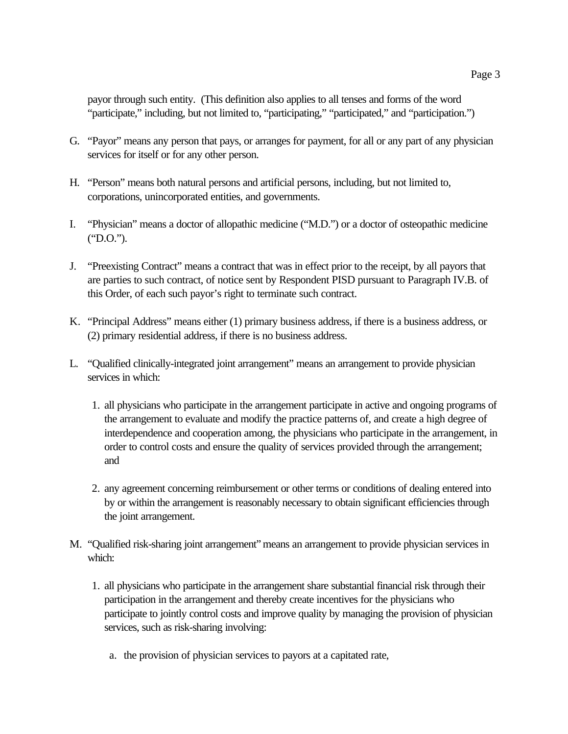payor through such entity. (This definition also applies to all tenses and forms of the word "participate," including, but not limited to, "participating," "participated," and "participation.")

G. "Payor" means any person that pays, or arranges for payment, for all or any part of any physician services for itself or for any other person.

H. "Person" means both natural persons and artificial persons, including, but not limited to, corporations, unincorporated entities, and governments.

I. "Physician" means a doctor of allopathic medicine ("M.D.") or a doctor of osteopathic medicine ("D.O.").

J. "Preexisting Contract" means a contract that was in effect prior to the receipt, by all payors that are parties to such contract, of notice sent by Respondent PISD pursuant to Paragraph IV.B. of this Order, of each such payor's right to terminate such contract.

K. "Principal Address" means either (1) primary business address, if there is a business address, or (2) primary residential address, if there is no business address.

L. "Qualified clinically-integrated joint arrangement" means an arrangement to provide physician services in which:

   1. all physicians who participate in the arrangement participate in active and ongoing programs of the arrangement to evaluate and modify the practice patterns of, and create a high degree of interdependence and cooperation among, the physicians who participate in the arrangement, in order to control costs and ensure the quality of services provided through the arrangement; and

   2. any agreement concerning reimbursement or other terms or conditions of dealing entered into by or within the arrangement is reasonably necessary to obtain significant efficiencies through the joint arrangement.

M. "Qualified risk-sharing joint arrangement" means an arrangement to provide physician services in which:

   1. all physicians who participate in the arrangement share substantial financial risk through their participation in the arrangement and thereby create incentives for the physicians who participate to jointly control costs and improve quality by managing the provision of physician services, such as risk-sharing involving:

      a. the provision of physician services to payors at a capitated rate,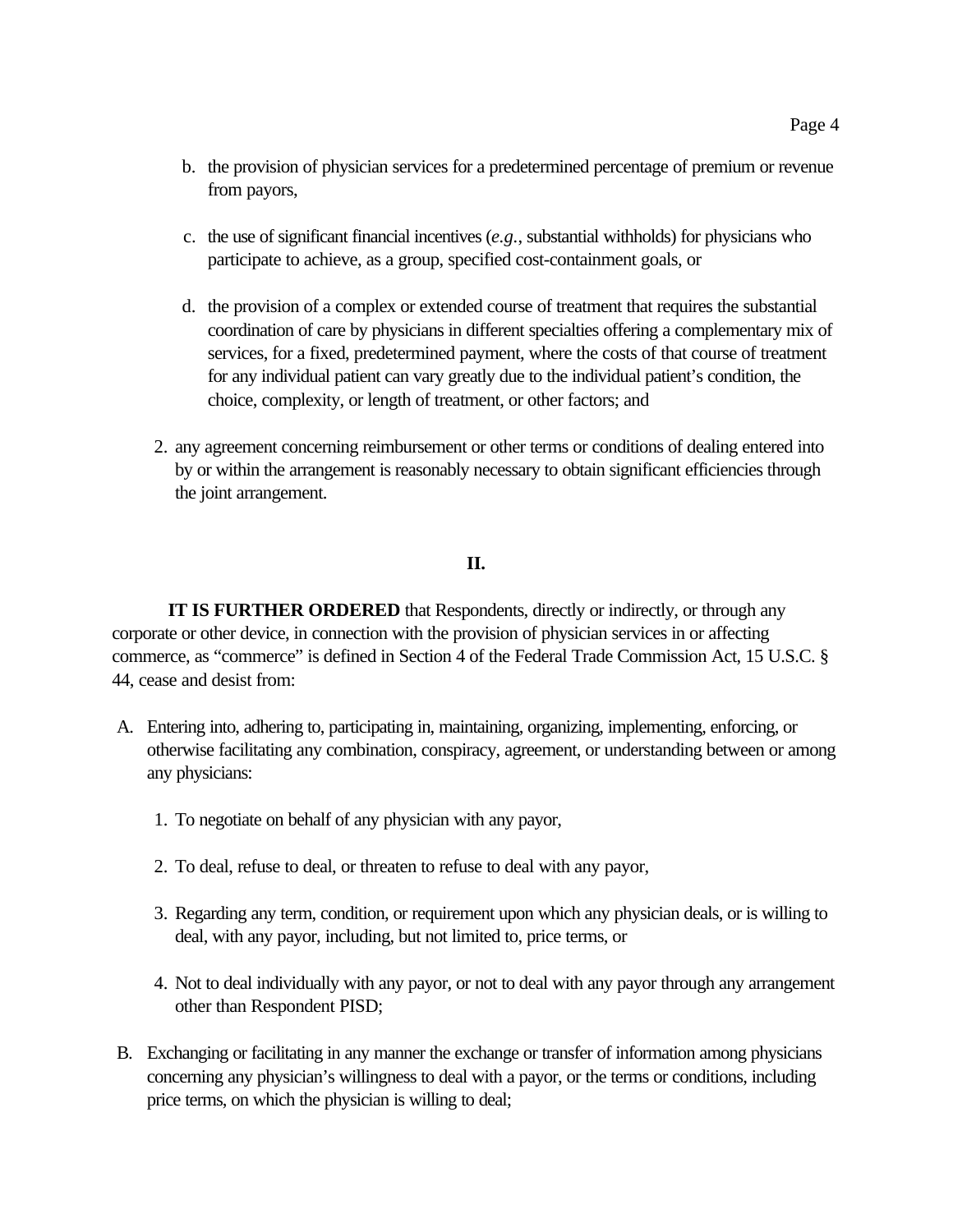b. the provision of physician services for a predetermined percentage of premium or revenue from payors,

c. the use of significant financial incentives (*e.g.*, substantial withholds) for physicians who participate to achieve, as a group, specified cost-containment goals, or

d. the provision of a complex or extended course of treatment that requires the substantial coordination of care by physicians in different specialties offering a complementary mix of services, for a fixed, predetermined payment, where the costs of that course of treatment for any individual patient can vary greatly due to the individual patient's condition, the choice, complexity, or length of treatment, or other factors; and

2. any agreement concerning reimbursement or other terms or conditions of dealing entered into by or within the arrangement is reasonably necessary to obtain significant efficiencies through the joint arrangement.

## II.

**IT IS FURTHER ORDERED** that Respondents, directly or indirectly, or through any corporate or other device, in connection with the provision of physician services in or affecting commerce, as "commerce" is defined in Section 4 of the Federal Trade Commission Act, 15 U.S.C. § 44, cease and desist from:

A. Entering into, adhering to, participating in, maintaining, organizing, implementing, enforcing, or otherwise facilitating any combination, conspiracy, agreement, or understanding between or among any physicians:

1. To negotiate on behalf of any physician with any payor,

2. To deal, refuse to deal, or threaten to refuse to deal with any payor,

3. Regarding any term, condition, or requirement upon which any physician deals, or is willing to deal, with any payor, including, but not limited to, price terms, or

4. Not to deal individually with any payor, or not to deal with any payor through any arrangement other than Respondent PISD;

B. Exchanging or facilitating in any manner the exchange or transfer of information among physicians concerning any physician's willingness to deal with a payor, or the terms or conditions, including price terms, on which the physician is willing to deal;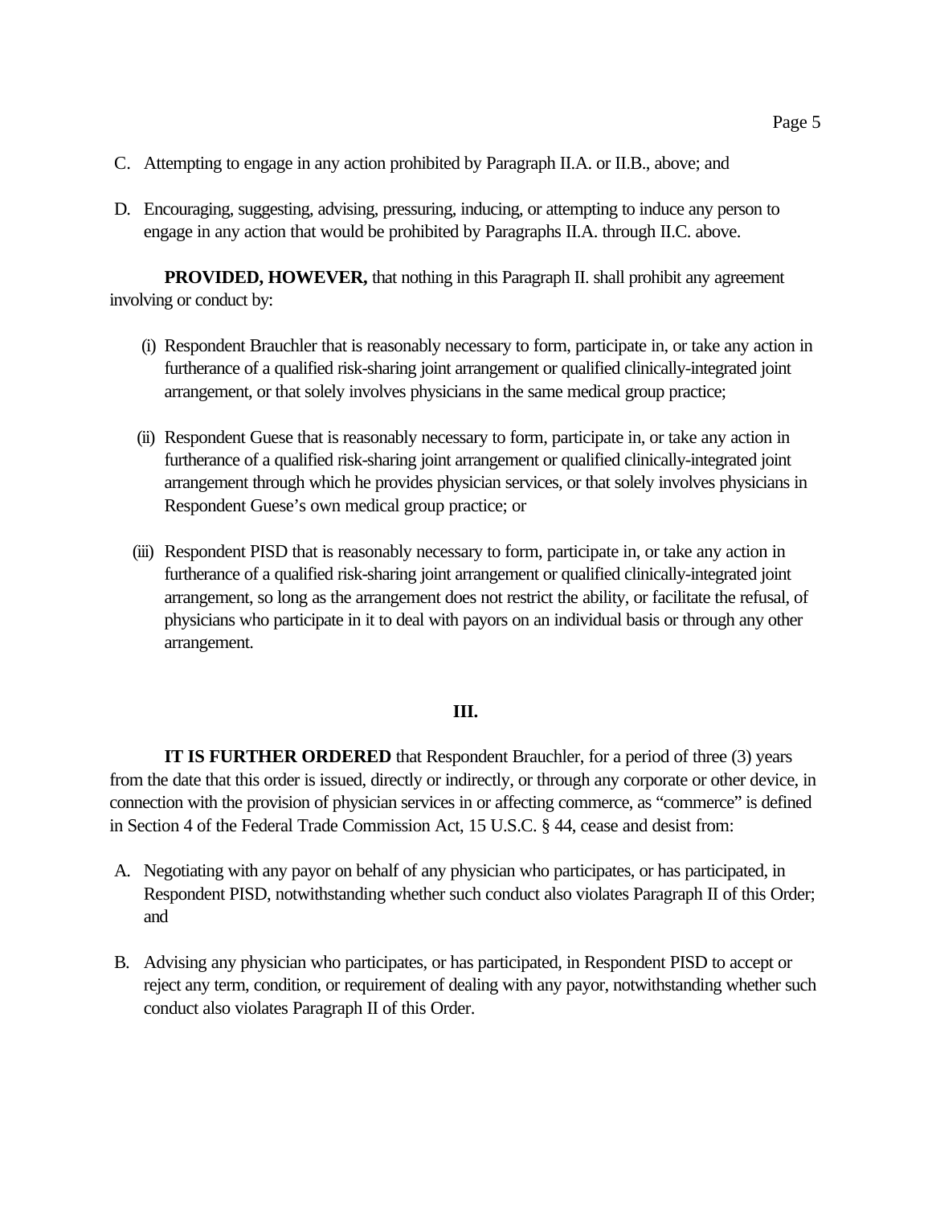C. Attempting to engage in any action prohibited by Paragraph II.A. or II.B., above; and

D. Encouraging, suggesting, advising, pressuring, inducing, or attempting to induce any person to engage in any action that would be prohibited by Paragraphs II.A. through II.C. above.

**PROVIDED, HOWEVER,** that nothing in this Paragraph II. shall prohibit any agreement involving or conduct by:

(i) Respondent Brauchler that is reasonably necessary to form, participate in, or take any action in furtherance of a qualified risk-sharing joint arrangement or qualified clinically-integrated joint arrangement, or that solely involves physicians in the same medical group practice;

(ii) Respondent Guese that is reasonably necessary to form, participate in, or take any action in furtherance of a qualified risk-sharing joint arrangement or qualified clinically-integrated joint arrangement through which he provides physician services, or that solely involves physicians in Respondent Guese's own medical group practice; or

(iii) Respondent PISD that is reasonably necessary to form, participate in, or take any action in furtherance of a qualified risk-sharing joint arrangement or qualified clinically-integrated joint arrangement, so long as the arrangement does not restrict the ability, or facilitate the refusal, of physicians who participate in it to deal with payors on an individual basis or through any other arrangement.

**III.**

**IT IS FURTHER ORDERED** that Respondent Brauchler, for a period of three (3) years from the date that this order is issued, directly or indirectly, or through any corporate or other device, in connection with the provision of physician services in or affecting commerce, as "commerce" is defined in Section 4 of the Federal Trade Commission Act, 15 U.S.C. § 44, cease and desist from:

A. Negotiating with any payor on behalf of any physician who participates, or has participated, in Respondent PISD, notwithstanding whether such conduct also violates Paragraph II of this Order; and

B. Advising any physician who participates, or has participated, in Respondent PISD to accept or reject any term, condition, or requirement of dealing with any payor, notwithstanding whether such conduct also violates Paragraph II of this Order.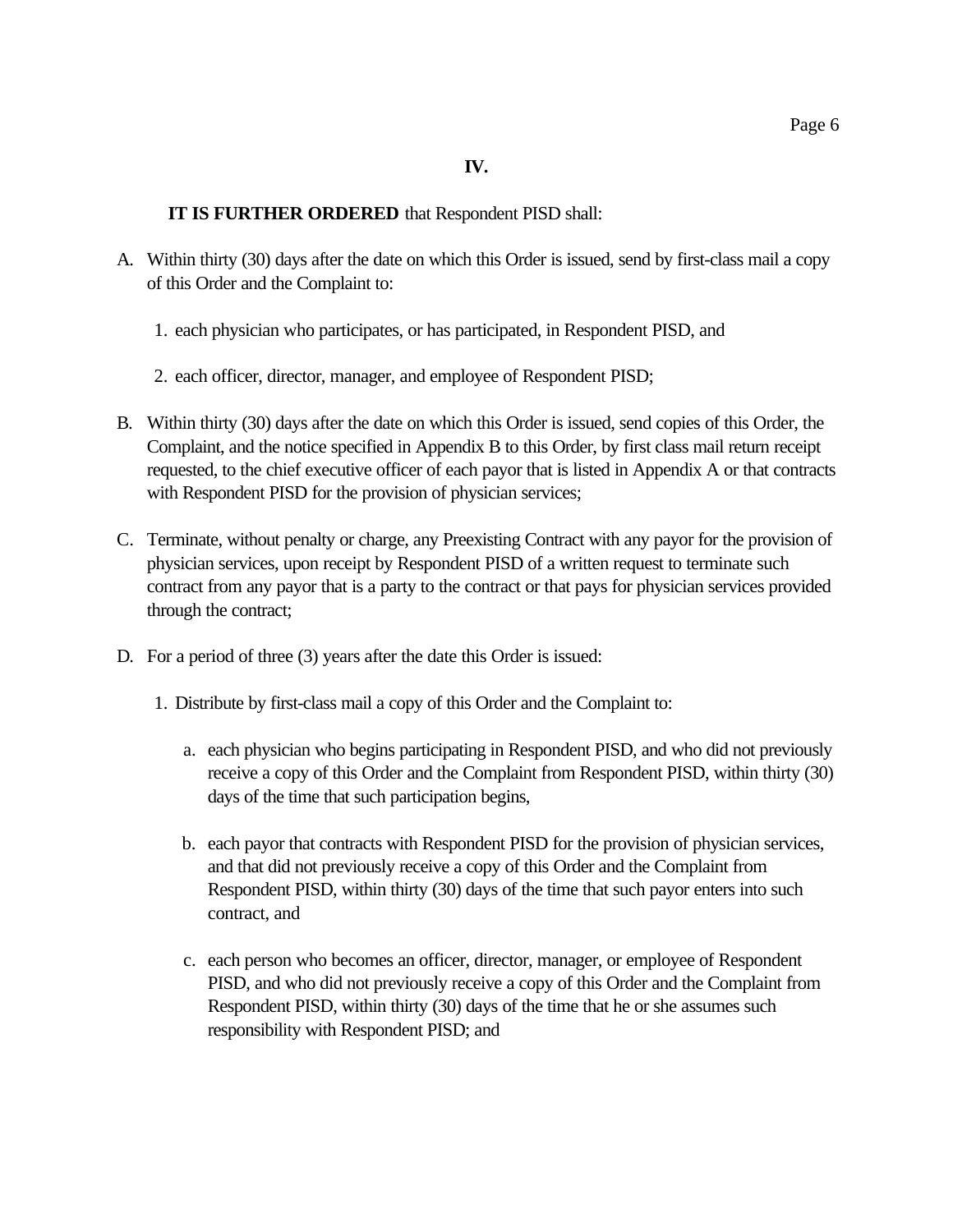## IV.

**IT IS FURTHER ORDERED** that Respondent PISD shall:

A. Within thirty (30) days after the date on which this Order is issued, send by first-class mail a copy of this Order and the Complaint to:

   1. each physician who participates, or has participated, in Respondent PISD, and

   2. each officer, director, manager, and employee of Respondent PISD;

B. Within thirty (30) days after the date on which this Order is issued, send copies of this Order, the Complaint, and the notice specified in Appendix B to this Order, by first class mail return receipt requested, to the chief executive officer of each payor that is listed in Appendix A or that contracts with Respondent PISD for the provision of physician services;

C. Terminate, without penalty or charge, any Preexisting Contract with any payor for the provision of physician services, upon receipt by Respondent PISD of a written request to terminate such contract from any payor that is a party to the contract or that pays for physician services provided through the contract;

D. For a period of three (3) years after the date this Order is issued:

   1. Distribute by first-class mail a copy of this Order and the Complaint to:

      a. each physician who begins participating in Respondent PISD, and who did not previously receive a copy of this Order and the Complaint from Respondent PISD, within thirty (30) days of the time that such participation begins,

      b. each payor that contracts with Respondent PISD for the provision of physician services, and that did not previously receive a copy of this Order and the Complaint from Respondent PISD, within thirty (30) days of the time that such payor enters into such contract, and

      c. each person who becomes an officer, director, manager, or employee of Respondent PISD, and who did not previously receive a copy of this Order and the Complaint from Respondent PISD, within thirty (30) days of the time that he or she assumes such responsibility with Respondent PISD; and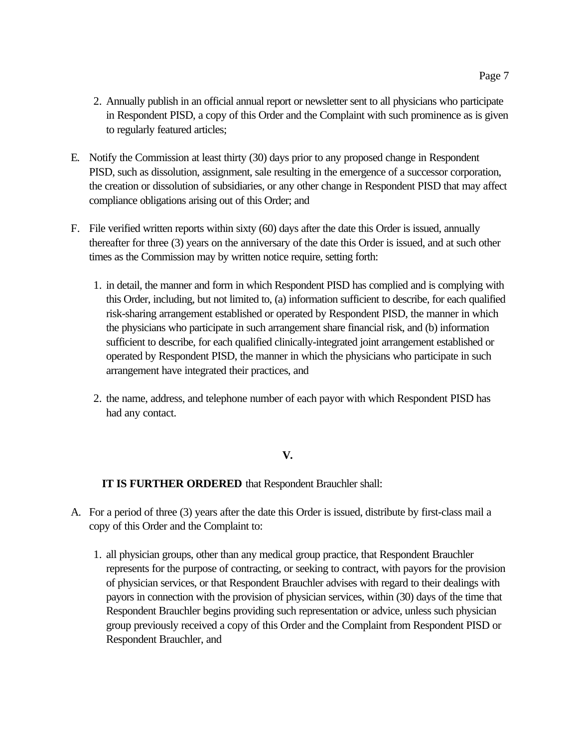2. Annually publish in an official annual report or newsletter sent to all physicians who participate in Respondent PISD, a copy of this Order and the Complaint with such prominence as is given to regularly featured articles;

E. Notify the Commission at least thirty (30) days prior to any proposed change in Respondent PISD, such as dissolution, assignment, sale resulting in the emergence of a successor corporation, the creation or dissolution of subsidiaries, or any other change in Respondent PISD that may affect compliance obligations arising out of this Order; and

F. File verified written reports within sixty (60) days after the date this Order is issued, annually thereafter for three (3) years on the anniversary of the date this Order is issued, and at such other times as the Commission may by written notice require, setting forth:

1. in detail, the manner and form in which Respondent PISD has complied and is complying with this Order, including, but not limited to, (a) information sufficient to describe, for each qualified risk-sharing arrangement established or operated by Respondent PISD, the manner in which the physicians who participate in such arrangement share financial risk, and (b) information sufficient to describe, for each qualified clinically-integrated joint arrangement established or operated by Respondent PISD, the manner in which the physicians who participate in such arrangement have integrated their practices, and

2. the name, address, and telephone number of each payor with which Respondent PISD has had any contact.

**V.**

**IT IS FURTHER ORDERED** that Respondent Brauchler shall:

A. For a period of three (3) years after the date this Order is issued, distribute by first-class mail a copy of this Order and the Complaint to:

1. all physician groups, other than any medical group practice, that Respondent Brauchler represents for the purpose of contracting, or seeking to contract, with payors for the provision of physician services, or that Respondent Brauchler advises with regard to their dealings with payors in connection with the provision of physician services, within (30) days of the time that Respondent Brauchler begins providing such representation or advice, unless such physician group previously received a copy of this Order and the Complaint from Respondent PISD or Respondent Brauchler, and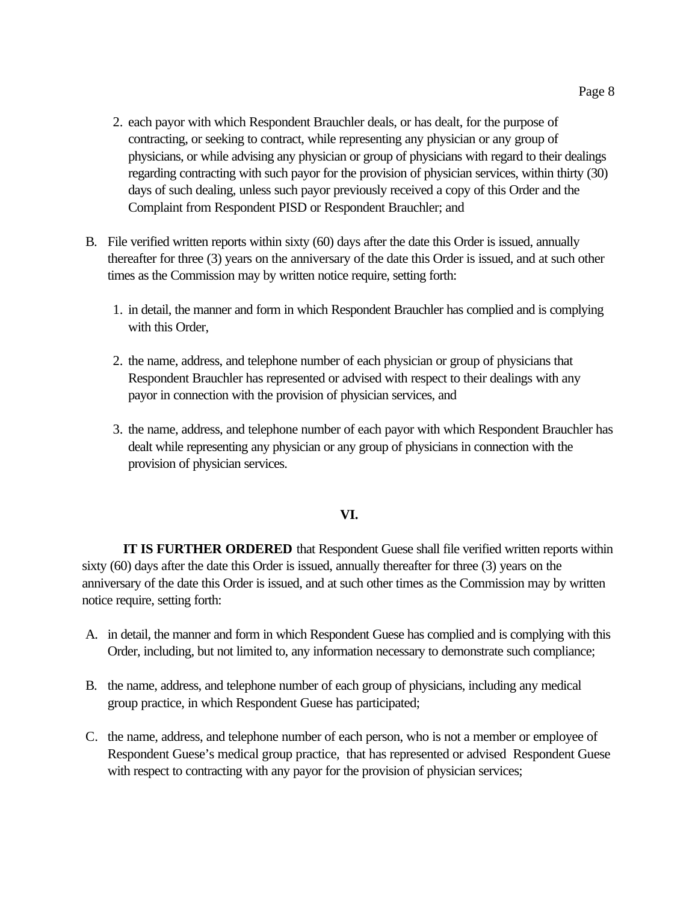2. each payor with which Respondent Brauchler deals, or has dealt, for the purpose of contracting, or seeking to contract, while representing any physician or any group of physicians, or while advising any physician or group of physicians with regard to their dealings regarding contracting with such payor for the provision of physician services, within thirty (30) days of such dealing, unless such payor previously received a copy of this Order and the Complaint from Respondent PISD or Respondent Brauchler; and

B. File verified written reports within sixty (60) days after the date this Order is issued, annually thereafter for three (3) years on the anniversary of the date this Order is issued, and at such other times as the Commission may by written notice require, setting forth:

1. in detail, the manner and form in which Respondent Brauchler has complied and is complying with this Order,

2. the name, address, and telephone number of each physician or group of physicians that Respondent Brauchler has represented or advised with respect to their dealings with any payor in connection with the provision of physician services, and

3. the name, address, and telephone number of each payor with which Respondent Brauchler has dealt while representing any physician or any group of physicians in connection with the provision of physician services.

## VI.

**IT IS FURTHER ORDERED** that Respondent Guese shall file verified written reports within sixty (60) days after the date this Order is issued, annually thereafter for three (3) years on the anniversary of the date this Order is issued, and at such other times as the Commission may by written notice require, setting forth:

A. in detail, the manner and form in which Respondent Guese has complied and is complying with this Order, including, but not limited to, any information necessary to demonstrate such compliance;

B. the name, address, and telephone number of each group of physicians, including any medical group practice, in which Respondent Guese has participated;

C. the name, address, and telephone number of each person, who is not a member or employee of Respondent Guese's medical group practice, that has represented or advised Respondent Guese with respect to contracting with any payor for the provision of physician services;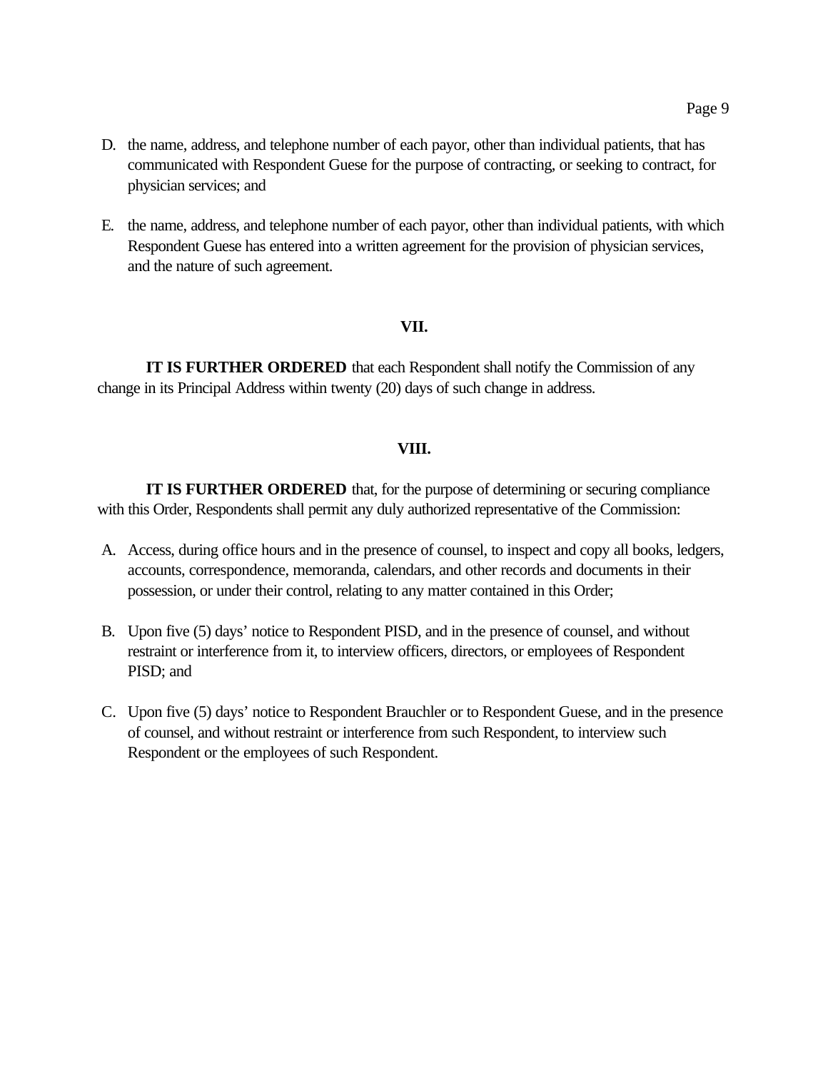D. the name, address, and telephone number of each payor, other than individual patients, that has communicated with Respondent Guese for the purpose of contracting, or seeking to contract, for physician services; and

E. the name, address, and telephone number of each payor, other than individual patients, with which Respondent Guese has entered into a written agreement for the provision of physician services, and the nature of such agreement.

## VII.

**IT IS FURTHER ORDERED** that each Respondent shall notify the Commission of any change in its Principal Address within twenty (20) days of such change in address.

## VIII.

**IT IS FURTHER ORDERED** that, for the purpose of determining or securing compliance with this Order, Respondents shall permit any duly authorized representative of the Commission:

A. Access, during office hours and in the presence of counsel, to inspect and copy all books, ledgers, accounts, correspondence, memoranda, calendars, and other records and documents in their possession, or under their control, relating to any matter contained in this Order;

B. Upon five (5) days' notice to Respondent PISD, and in the presence of counsel, and without restraint or interference from it, to interview officers, directors, or employees of Respondent PISD; and

C. Upon five (5) days' notice to Respondent Brauchler or to Respondent Guese, and in the presence of counsel, and without restraint or interference from such Respondent, to interview such Respondent or the employees of such Respondent.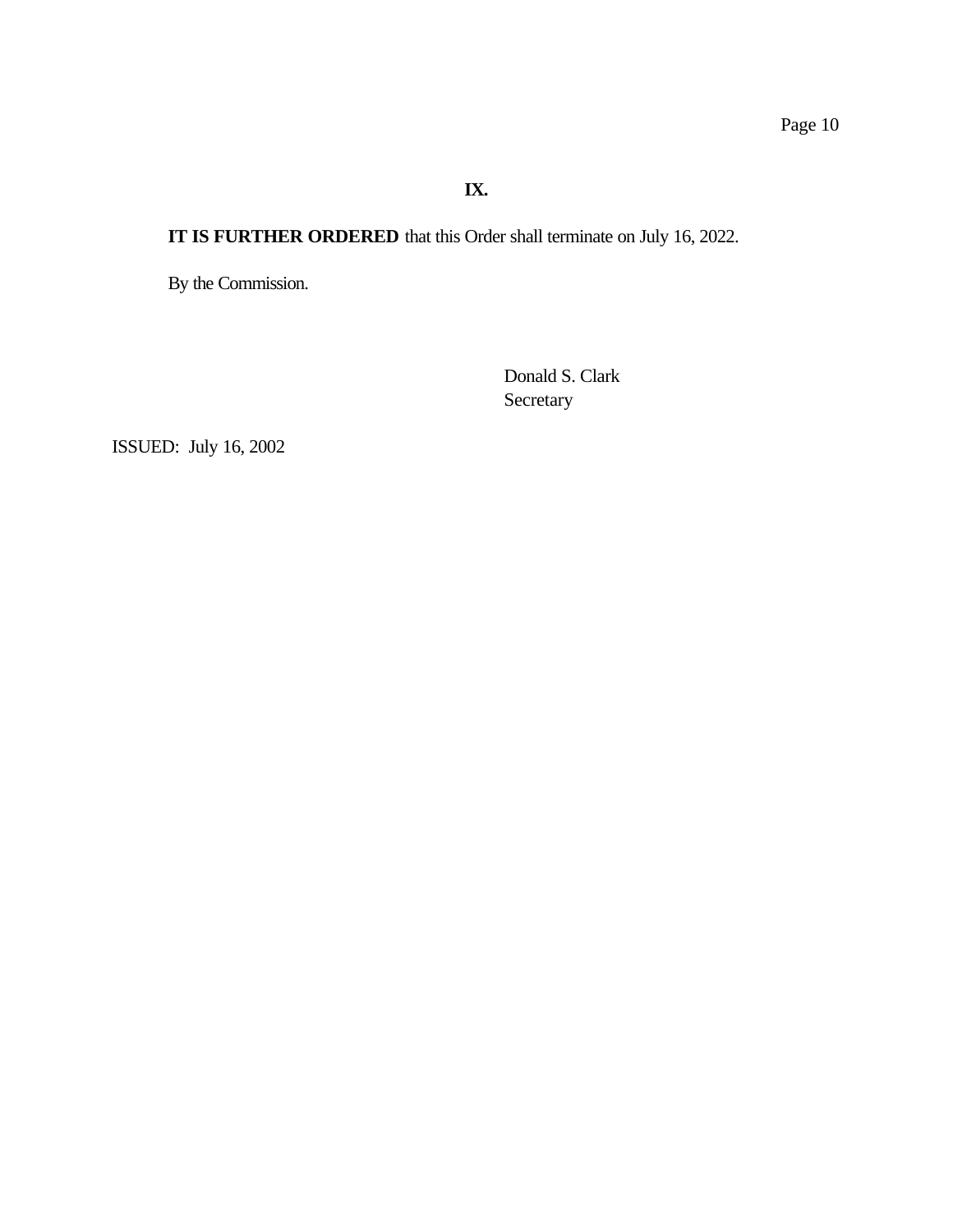## IX.

**IT IS FURTHER ORDERED** that this Order shall terminate on July 16, 2022.

By the Commission.

Donald S. Clark
Secretary

ISSUED: July 16, 2002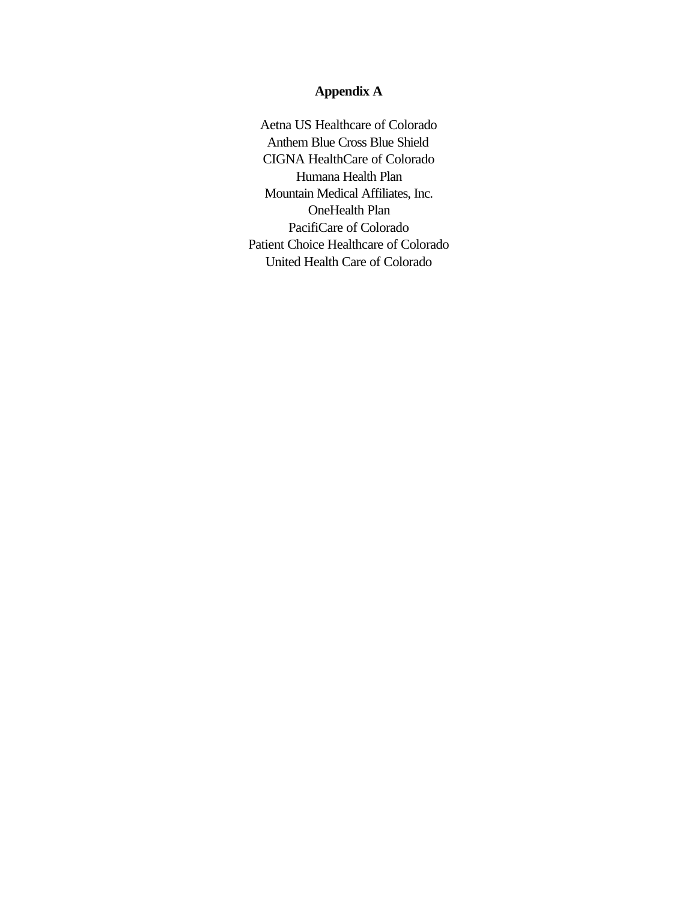# Appendix A

Aetna US Healthcare of Colorado
Anthem Blue Cross Blue Shield
CIGNA HealthCare of Colorado
Humana Health Plan
Mountain Medical Affiliates, Inc.
OneHealth Plan
PacifiCare of Colorado
Patient Choice Healthcare of Colorado
United Health Care of Colorado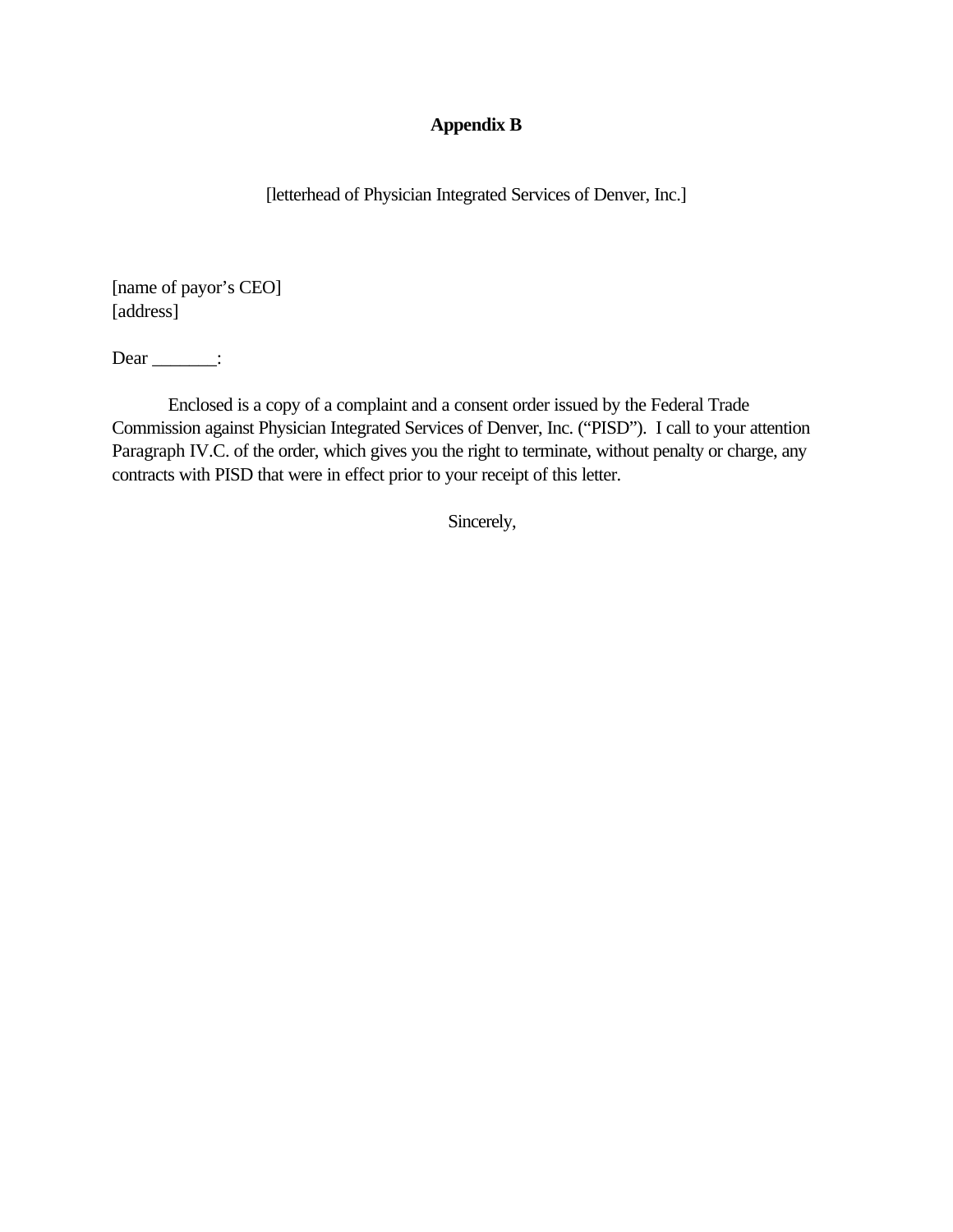## Appendix B

[letterhead of Physician Integrated Services of Denver, Inc.]

[name of payor's CEO]
[address]

Dear _______:

Enclosed is a copy of a complaint and a consent order issued by the Federal Trade Commission against Physician Integrated Services of Denver, Inc. ("PISD"). I call to your attention Paragraph IV.C. of the order, which gives you the right to terminate, without penalty or charge, any contracts with PISD that were in effect prior to your receipt of this letter.

Sincerely,